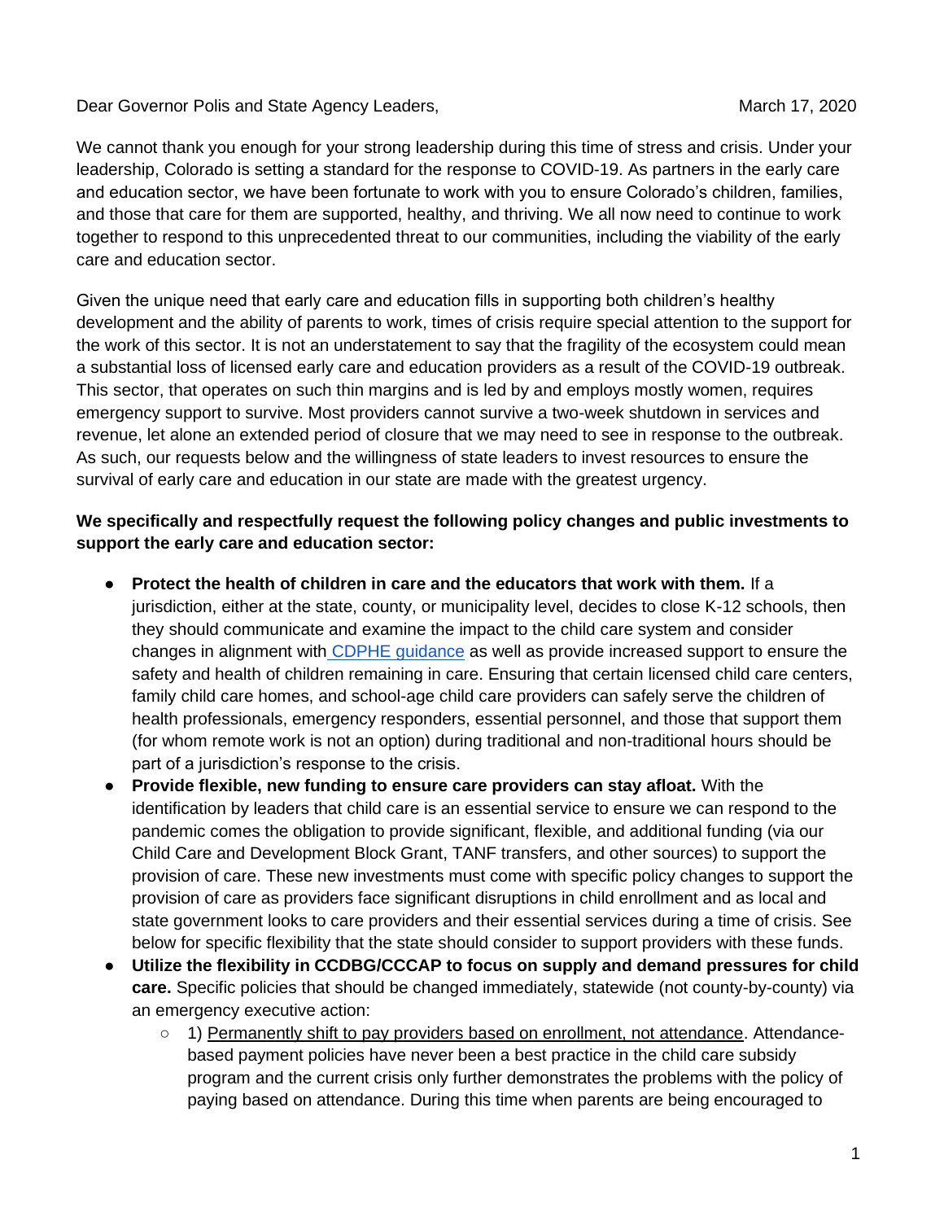Dear Governor Polis and State Agency Leaders,

March 17, 2020

We cannot thank you enough for your strong leadership during this time of stress and crisis. Under your leadership, Colorado is setting a standard for the response to COVID-19. As partners in the early care and education sector, we have been fortunate to work with you to ensure Colorado's children, families, and those that care for them are supported, healthy, and thriving. We all now need to continue to work together to respond to this unprecedented threat to our communities, including the viability of the early care and education sector.

Given the unique need that early care and education fills in supporting both children's healthy development and the ability of parents to work, times of crisis require special attention to the support for the work of this sector. It is not an understatement to say that the fragility of the ecosystem could mean a substantial loss of licensed early care and education providers as a result of the COVID-19 outbreak. This sector, that operates on such thin margins and is led by and employs mostly women, requires emergency support to survive. Most providers cannot survive a two-week shutdown in services and revenue, let alone an extended period of closure that we may need to see in response to the outbreak. As such, our requests below and the willingness of state leaders to invest resources to ensure the survival of early care and education in our state are made with the greatest urgency.

**We specifically and respectfully request the following policy changes and public investments to support the early care and education sector:**

- **Protect the health of children in care and the educators that work with them.** If a jurisdiction, either at the state, county, or municipality level, decides to close K-12 schools, then they should communicate and examine the impact to the child care system and consider changes in alignment with CDPHE guidance as well as provide increased support to ensure the safety and health of children remaining in care. Ensuring that certain licensed child care centers, family child care homes, and school-age child care providers can safely serve the children of health professionals, emergency responders, essential personnel, and those that support them (for whom remote work is not an option) during traditional and non-traditional hours should be part of a jurisdiction's response to the crisis.
- **Provide flexible, new funding to ensure care providers can stay afloat.** With the identification by leaders that child care is an essential service to ensure we can respond to the pandemic comes the obligation to provide significant, flexible, and additional funding (via our Child Care and Development Block Grant, TANF transfers, and other sources) to support the provision of care. These new investments must come with specific policy changes to support the provision of care as providers face significant disruptions in child enrollment and as local and state government looks to care providers and their essential services during a time of crisis. See below for specific flexibility that the state should consider to support providers with these funds.
- **Utilize the flexibility in CCDBG/CCCAP to focus on supply and demand pressures for child care.** Specific policies that should be changed immediately, statewide (not county-by-county) via an emergency executive action:
  - 1) Permanently shift to pay providers based on enrollment, not attendance. Attendance-based payment policies have never been a best practice in the child care subsidy program and the current crisis only further demonstrates the problems with the policy of paying based on attendance. During this time when parents are being encouraged to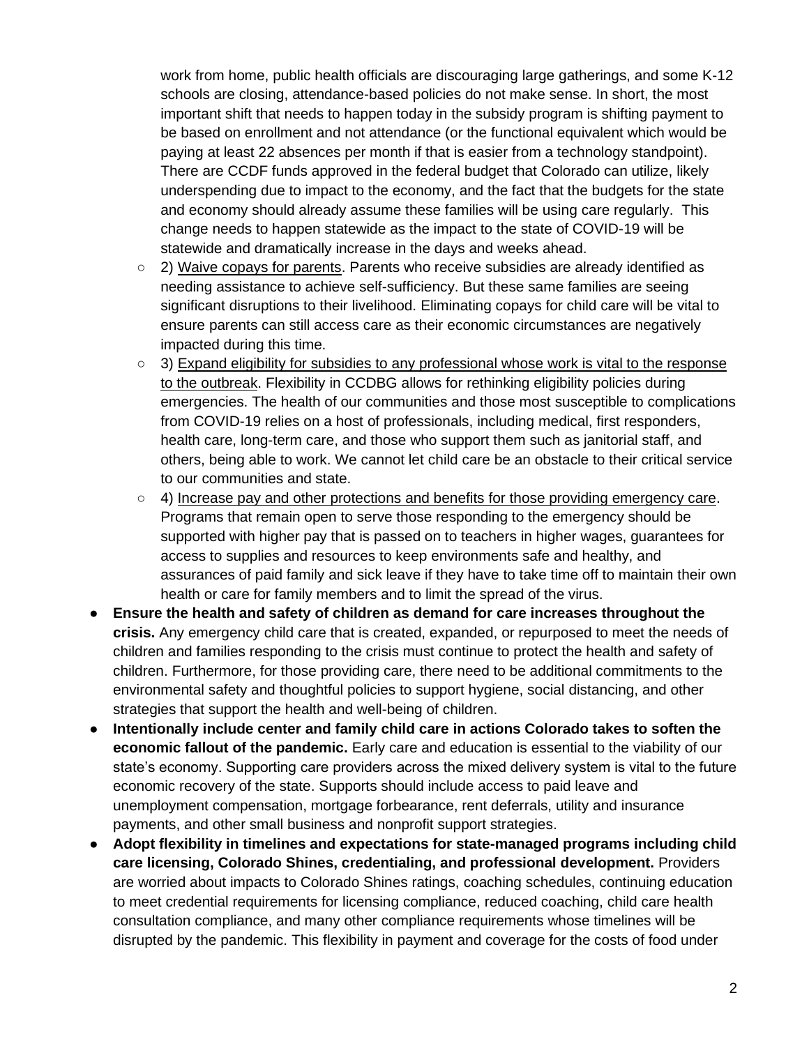work from home, public health officials are discouraging large gatherings, and some K-12 schools are closing, attendance-based policies do not make sense. In short, the most important shift that needs to happen today in the subsidy program is shifting payment to be based on enrollment and not attendance (or the functional equivalent which would be paying at least 22 absences per month if that is easier from a technology standpoint). There are CCDF funds approved in the federal budget that Colorado can utilize, likely underspending due to impact to the economy, and the fact that the budgets for the state and economy should already assume these families will be using care regularly. This change needs to happen statewide as the impact to the state of COVID-19 will be statewide and dramatically increase in the days and weeks ahead.

  - 2) <u>Waive copays for parents</u>. Parents who receive subsidies are already identified as needing assistance to achieve self-sufficiency. But these same families are seeing significant disruptions to their livelihood. Eliminating copays for child care will be vital to ensure parents can still access care as their economic circumstances are negatively impacted during this time.
  - 3) <u>Expand eligibility for subsidies to any professional whose work is vital to the response to the outbreak</u>. Flexibility in CCDBG allows for rethinking eligibility policies during emergencies. The health of our communities and those most susceptible to complications from COVID-19 relies on a host of professionals, including medical, first responders, health care, long-term care, and those who support them such as janitorial staff, and others, being able to work. We cannot let child care be an obstacle to their critical service to our communities and state.
  - 4) <u>Increase pay and other protections and benefits for those providing emergency care</u>. Programs that remain open to serve those responding to the emergency should be supported with higher pay that is passed on to teachers in higher wages, guarantees for access to supplies and resources to keep environments safe and healthy, and assurances of paid family and sick leave if they have to take time off to maintain their own health or care for family members and to limit the spread of the virus.

- **Ensure the health and safety of children as demand for care increases throughout the crisis.** Any emergency child care that is created, expanded, or repurposed to meet the needs of children and families responding to the crisis must continue to protect the health and safety of children. Furthermore, for those providing care, there need to be additional commitments to the environmental safety and thoughtful policies to support hygiene, social distancing, and other strategies that support the health and well-being of children.
- **Intentionally include center and family child care in actions Colorado takes to soften the economic fallout of the pandemic.** Early care and education is essential to the viability of our state's economy. Supporting care providers across the mixed delivery system is vital to the future economic recovery of the state. Supports should include access to paid leave and unemployment compensation, mortgage forbearance, rent deferrals, utility and insurance payments, and other small business and nonprofit support strategies.
- **Adopt flexibility in timelines and expectations for state-managed programs including child care licensing, Colorado Shines, credentialing, and professional development.** Providers are worried about impacts to Colorado Shines ratings, coaching schedules, continuing education to meet credential requirements for licensing compliance, reduced coaching, child care health consultation compliance, and many other compliance requirements whose timelines will be disrupted by the pandemic. This flexibility in payment and coverage for the costs of food under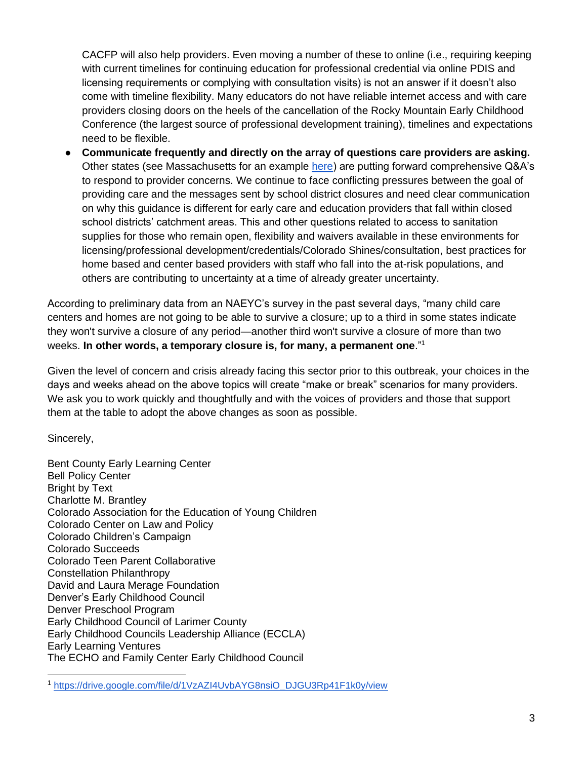CACFP will also help providers. Even moving a number of these to online (i.e., requiring keeping with current timelines for continuing education for professional credential via online PDIS and licensing requirements or complying with consultation visits) is not an answer if it doesn't also come with timeline flexibility. Many educators do not have reliable internet access and with care providers closing doors on the heels of the cancellation of the Rocky Mountain Early Childhood Conference (the largest source of professional development training), timelines and expectations need to be flexible.

- **Communicate frequently and directly on the array of questions care providers are asking.** Other states (see Massachusetts for an example [here](#)) are putting forward comprehensive Q&A's to respond to provider concerns. We continue to face conflicting pressures between the goal of providing care and the messages sent by school district closures and need clear communication on why this guidance is different for early care and education providers that fall within closed school districts' catchment areas. This and other questions related to access to sanitation supplies for those who remain open, flexibility and waivers available in these environments for licensing/professional development/credentials/Colorado Shines/consultation, best practices for home based and center based providers with staff who fall into the at-risk populations, and others are contributing to uncertainty at a time of already greater uncertainty.

According to preliminary data from an NAEYC's survey in the past several days, "many child care centers and homes are not going to be able to survive a closure; up to a third in some states indicate they won't survive a closure of any period—another third won't survive a closure of more than two weeks. **In other words, a temporary closure is, for many, a permanent one**."[1]

Given the level of concern and crisis already facing this sector prior to this outbreak, your choices in the days and weeks ahead on the above topics will create "make or break" scenarios for many providers. We ask you to work quickly and thoughtfully and with the voices of providers and those that support them at the table to adopt the above changes as soon as possible.

Sincerely,

Bent County Early Learning Center
Bell Policy Center
Bright by Text
Charlotte M. Brantley
Colorado Association for the Education of Young Children
Colorado Center on Law and Policy
Colorado Children's Campaign
Colorado Succeeds
Colorado Teen Parent Collaborative
Constellation Philanthropy
David and Laura Merage Foundation
Denver's Early Childhood Council
Denver Preschool Program
Early Childhood Council of Larimer County
Early Childhood Councils Leadership Alliance (ECCLA)
Early Learning Ventures
The ECHO and Family Center Early Childhood Council

---

[1] https://drive.google.com/file/d/1VzAZI4UvbAYG8nsiO_DJGU3Rp41F1k0y/view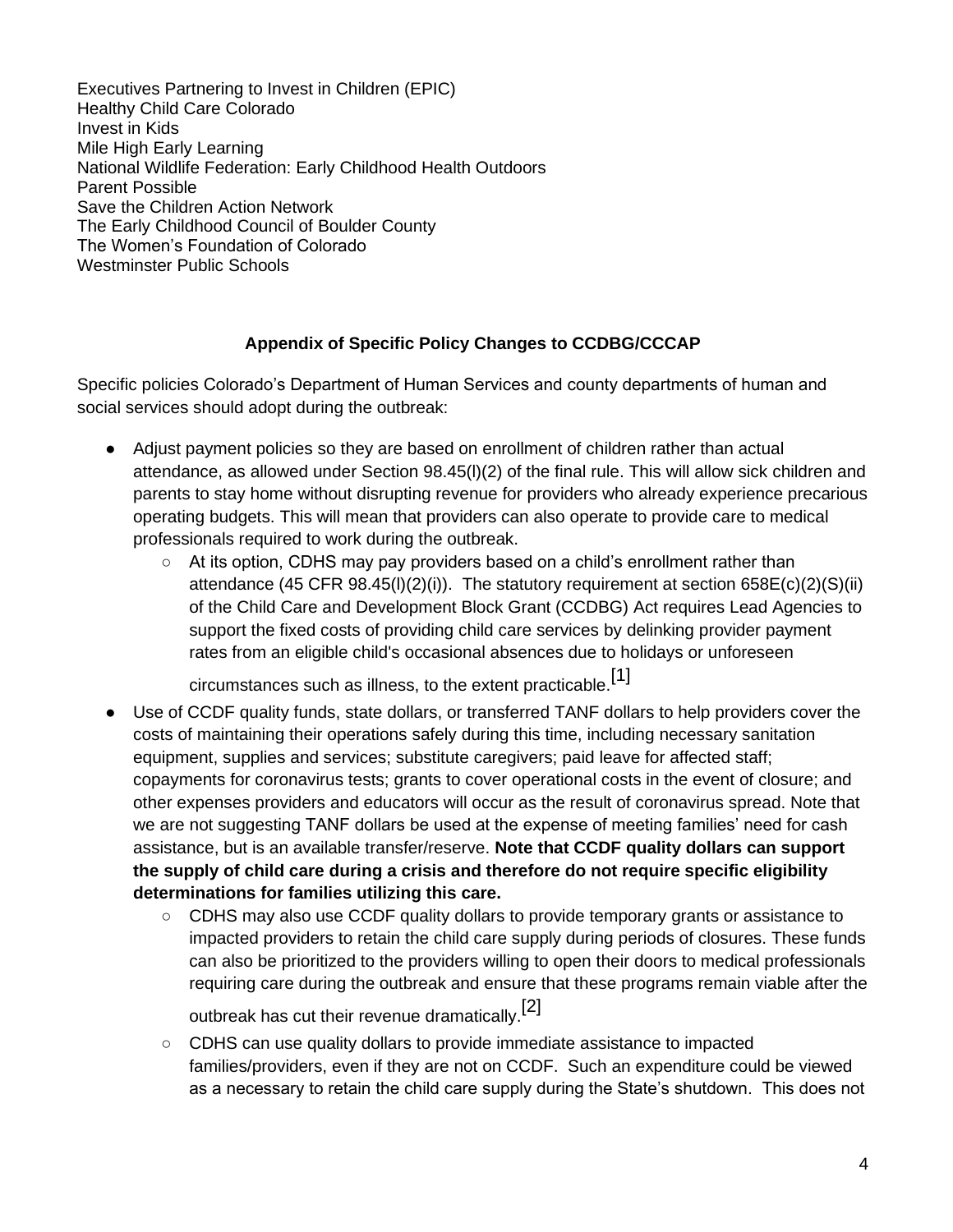Executives Partnering to Invest in Children (EPIC)
Healthy Child Care Colorado
Invest in Kids
Mile High Early Learning
National Wildlife Federation: Early Childhood Health Outdoors
Parent Possible
Save the Children Action Network
The Early Childhood Council of Boulder County
The Women's Foundation of Colorado
Westminster Public Schools

**Appendix of Specific Policy Changes to CCDBG/CCCAP**

Specific policies Colorado's Department of Human Services and county departments of human and social services should adopt during the outbreak:

- Adjust payment policies so they are based on enrollment of children rather than actual attendance, as allowed under Section 98.45(l)(2) of the final rule. This will allow sick children and parents to stay home without disrupting revenue for providers who already experience precarious operating budgets. This will mean that providers can also operate to provide care to medical professionals required to work during the outbreak.
    - At its option, CDHS may pay providers based on a child's enrollment rather than attendance (45 CFR 98.45(l)(2)(i)). The statutory requirement at section 658E(c)(2)(S)(ii) of the Child Care and Development Block Grant (CCDBG) Act requires Lead Agencies to support the fixed costs of providing child care services by delinking provider payment rates from an eligible child's occasional absences due to holidays or unforeseen circumstances such as illness, to the extent practicable.[1]
- Use of CCDF quality funds, state dollars, or transferred TANF dollars to help providers cover the costs of maintaining their operations safely during this time, including necessary sanitation equipment, supplies and services; substitute caregivers; paid leave for affected staff; copayments for coronavirus tests; grants to cover operational costs in the event of closure; and other expenses providers and educators will occur as the result of coronavirus spread. Note that we are not suggesting TANF dollars be used at the expense of meeting families' need for cash assistance, but is an available transfer/reserve. **Note that CCDF quality dollars can support the supply of child care during a crisis and therefore do not require specific eligibility determinations for families utilizing this care.**
    - CDHS may also use CCDF quality dollars to provide temporary grants or assistance to impacted providers to retain the child care supply during periods of closures. These funds can also be prioritized to the providers willing to open their doors to medical professionals requiring care during the outbreak and ensure that these programs remain viable after the outbreak has cut their revenue dramatically.[2]
    - CDHS can use quality dollars to provide immediate assistance to impacted families/providers, even if they are not on CCDF. Such an expenditure could be viewed as a necessary to retain the child care supply during the State's shutdown. This does not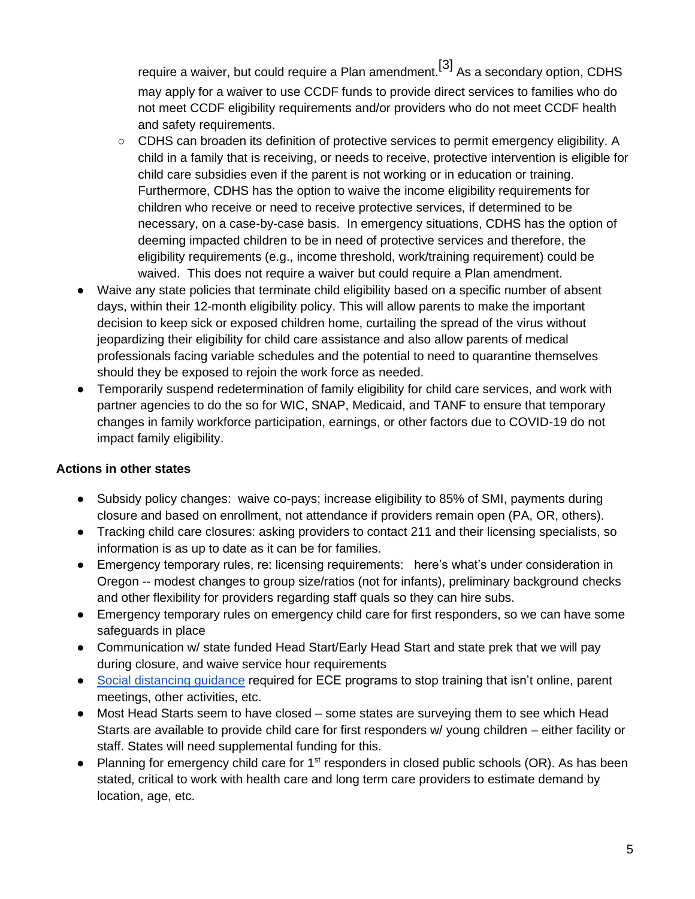require a waiver, but could require a Plan amendment.[3] As a secondary option, CDHS may apply for a waiver to use CCDF funds to provide direct services to families who do not meet CCDF eligibility requirements and/or providers who do not meet CCDF health and safety requirements.

  - CDHS can broaden its definition of protective services to permit emergency eligibility. A child in a family that is receiving, or needs to receive, protective intervention is eligible for child care subsidies even if the parent is not working or in education or training. Furthermore, CDHS has the option to waive the income eligibility requirements for children who receive or need to receive protective services, if determined to be necessary, on a case-by-case basis. In emergency situations, CDHS has the option of deeming impacted children to be in need of protective services and therefore, the eligibility requirements (e.g., income threshold, work/training requirement) could be waived. This does not require a waiver but could require a Plan amendment.
- Waive any state policies that terminate child eligibility based on a specific number of absent days, within their 12-month eligibility policy. This will allow parents to make the important decision to keep sick or exposed children home, curtailing the spread of the virus without jeopardizing their eligibility for child care assistance and also allow parents of medical professionals facing variable schedules and the potential to need to quarantine themselves should they be exposed to rejoin the work force as needed.
- Temporarily suspend redetermination of family eligibility for child care services, and work with partner agencies to do the so for WIC, SNAP, Medicaid, and TANF to ensure that temporary changes in family workforce participation, earnings, or other factors due to COVID-19 do not impact family eligibility.

**Actions in other states**

- Subsidy policy changes: waive co-pays; increase eligibility to 85% of SMI, payments during closure and based on enrollment, not attendance if providers remain open (PA, OR, others).
- Tracking child care closures: asking providers to contact 211 and their licensing specialists, so information is as up to date as it can be for families.
- Emergency temporary rules, re: licensing requirements: here's what's under consideration in Oregon -- modest changes to group size/ratios (not for infants), preliminary background checks and other flexibility for providers regarding staff quals so they can hire subs.
- Emergency temporary rules on emergency child care for first responders, so we can have some safeguards in place
- Communication w/ state funded Head Start/Early Head Start and state prek that we will pay during closure, and waive service hour requirements
- Social distancing guidance required for ECE programs to stop training that isn't online, parent meetings, other activities, etc.
- Most Head Starts seem to have closed – some states are surveying them to see which Head Starts are available to provide child care for first responders w/ young children – either facility or staff. States will need supplemental funding for this.
- Planning for emergency child care for 1st responders in closed public schools (OR). As has been stated, critical to work with health care and long term care providers to estimate demand by location, age, etc.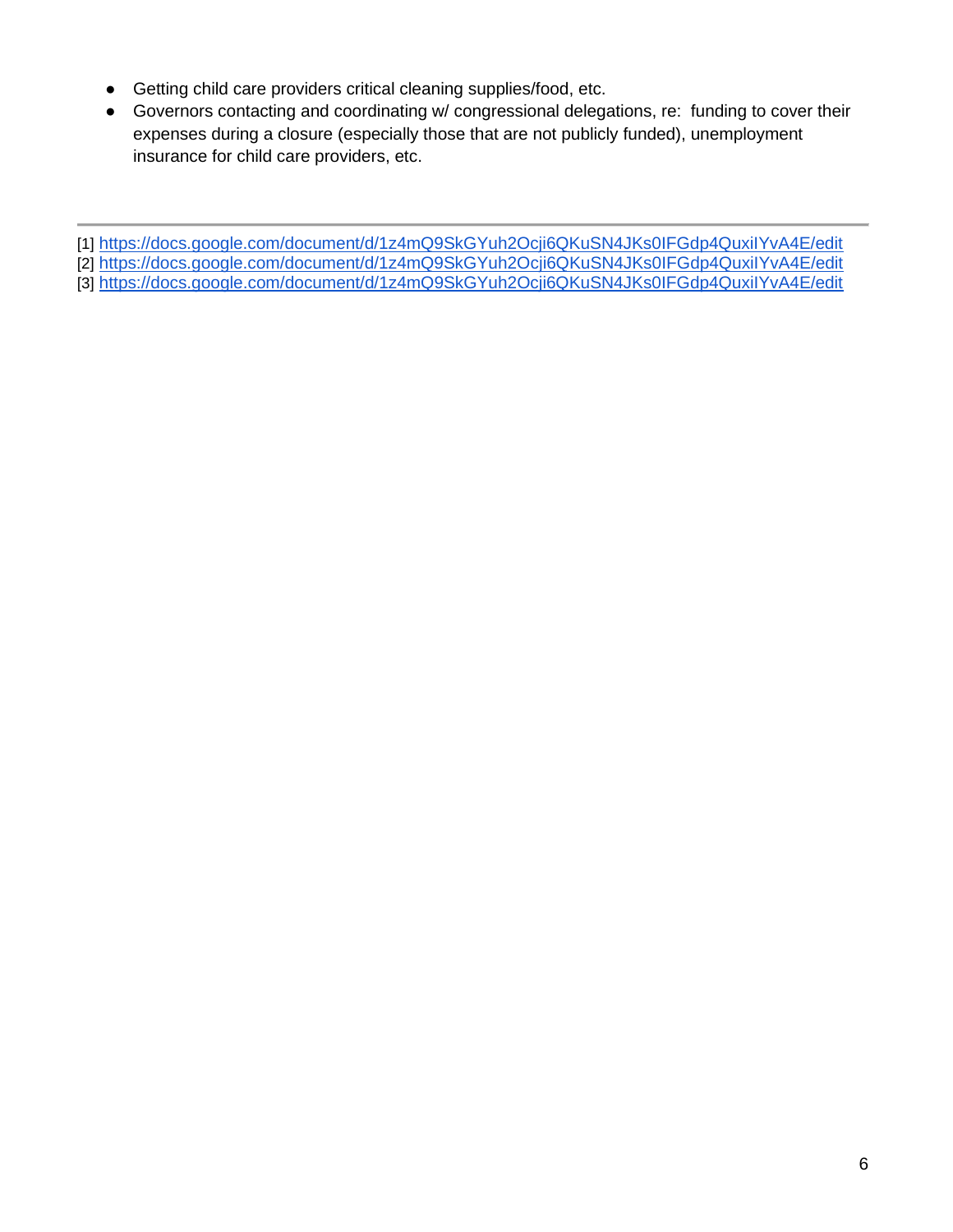- Getting child care providers critical cleaning supplies/food, etc.
- Governors contacting and coordinating w/ congressional delegations, re:  funding to cover their expenses during a closure (especially those that are not publicly funded), unemployment insurance for child care providers, etc.

---

[1] https://docs.google.com/document/d/1z4mQ9SkGYuh2Ocji6QKuSN4JKs0IFGdp4QuxiIYvA4E/edit
[2] https://docs.google.com/document/d/1z4mQ9SkGYuh2Ocji6QKuSN4JKs0IFGdp4QuxiIYvA4E/edit
[3] https://docs.google.com/document/d/1z4mQ9SkGYuh2Ocji6QKuSN4JKs0IFGdp4QuxiIYvA4E/edit